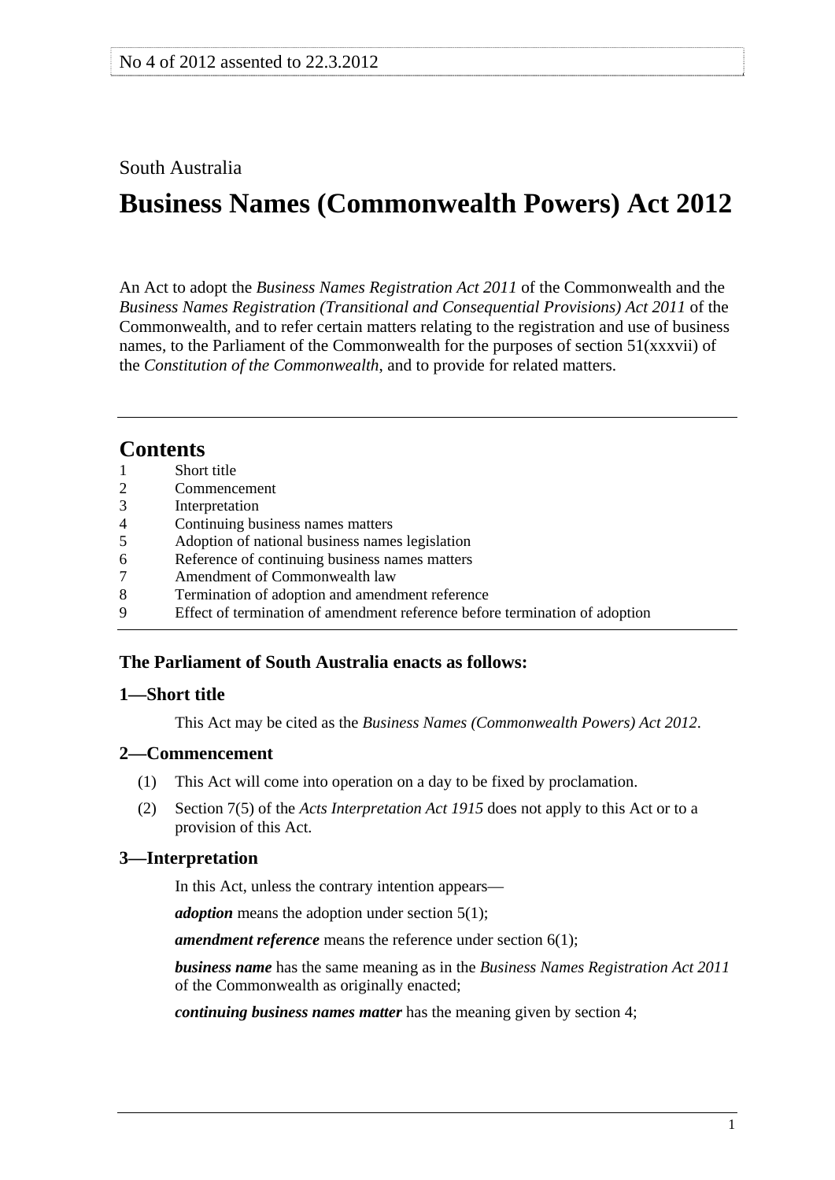No 4 of 2012 assented to 22.3.2012

South Australia

# Business Names (Commonwealth Powers) Act 2012

An Act to adopt the *Business Names Registration Act 2011* of the Commonwealth and the *Business Names Registration (Transitional and Consequential Provisions) Act 2011* of the Commonwealth, and to refer certain matters relating to the registration and use of business names, to the Parliament of the Commonwealth for the purposes of section 51(xxxvii) of the *Constitution of the Commonwealth*, and to provide for related matters.

## Contents

1 Short title
2 Commencement
3 Interpretation
4 Continuing business names matters
5 Adoption of national business names legislation
6 Reference of continuing business names matters
7 Amendment of Commonwealth law
8 Termination of adoption and amendment reference
9 Effect of termination of amendment reference before termination of adoption

**The Parliament of South Australia enacts as follows:**

### 1—Short title

This Act may be cited as the *Business Names (Commonwealth Powers) Act 2012*.

### 2—Commencement

(1) This Act will come into operation on a day to be fixed by proclamation.

(2) Section 7(5) of the *Acts Interpretation Act 1915* does not apply to this Act or to a provision of this Act.

### 3—Interpretation

In this Act, unless the contrary intention appears—

***adoption*** means the adoption under section 5(1);

***amendment reference*** means the reference under section 6(1);

***business name*** has the same meaning as in the *Business Names Registration Act 2011* of the Commonwealth as originally enacted;

***continuing business names matter*** has the meaning given by section 4;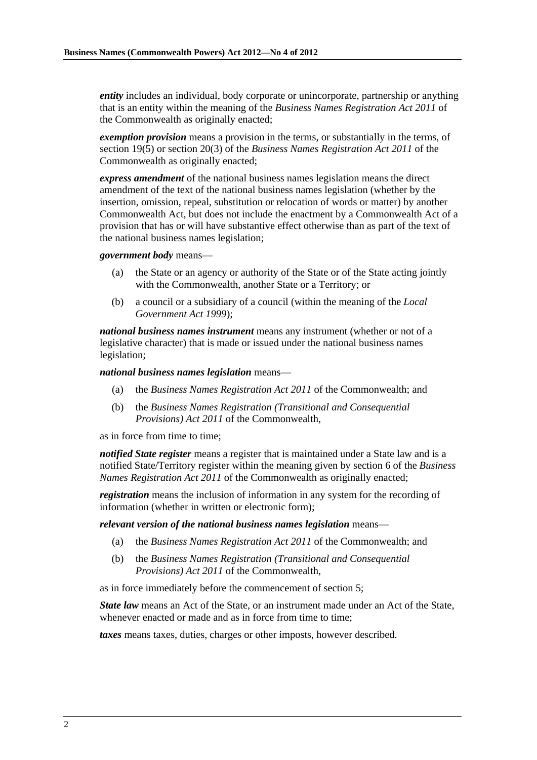***entity*** includes an individual, body corporate or unincorporate, partnership or anything that is an entity within the meaning of the *Business Names Registration Act 2011* of the Commonwealth as originally enacted;

***exemption provision*** means a provision in the terms, or substantially in the terms, of section 19(5) or section 20(3) of the *Business Names Registration Act 2011* of the Commonwealth as originally enacted;

***express amendment*** of the national business names legislation means the direct amendment of the text of the national business names legislation (whether by the insertion, omission, repeal, substitution or relocation of words or matter) by another Commonwealth Act, but does not include the enactment by a Commonwealth Act of a provision that has or will have substantive effect otherwise than as part of the text of the national business names legislation;

***government body*** means—

- (a) the State or an agency or authority of the State or of the State acting jointly with the Commonwealth, another State or a Territory; or
- (b) a council or a subsidiary of a council (within the meaning of the *Local Government Act 1999*);

***national business names instrument*** means any instrument (whether or not of a legislative character) that is made or issued under the national business names legislation;

***national business names legislation*** means—

- (a) the *Business Names Registration Act 2011* of the Commonwealth; and
- (b) the *Business Names Registration (Transitional and Consequential Provisions) Act 2011* of the Commonwealth,

as in force from time to time;

***notified State register*** means a register that is maintained under a State law and is a notified State/Territory register within the meaning given by section 6 of the *Business Names Registration Act 2011* of the Commonwealth as originally enacted;

***registration*** means the inclusion of information in any system for the recording of information (whether in written or electronic form);

***relevant version of the national business names legislation*** means—

- (a) the *Business Names Registration Act 2011* of the Commonwealth; and
- (b) the *Business Names Registration (Transitional and Consequential Provisions) Act 2011* of the Commonwealth,

as in force immediately before the commencement of section 5;

***State law*** means an Act of the State, or an instrument made under an Act of the State, whenever enacted or made and as in force from time to time;

***taxes*** means taxes, duties, charges or other imposts, however described.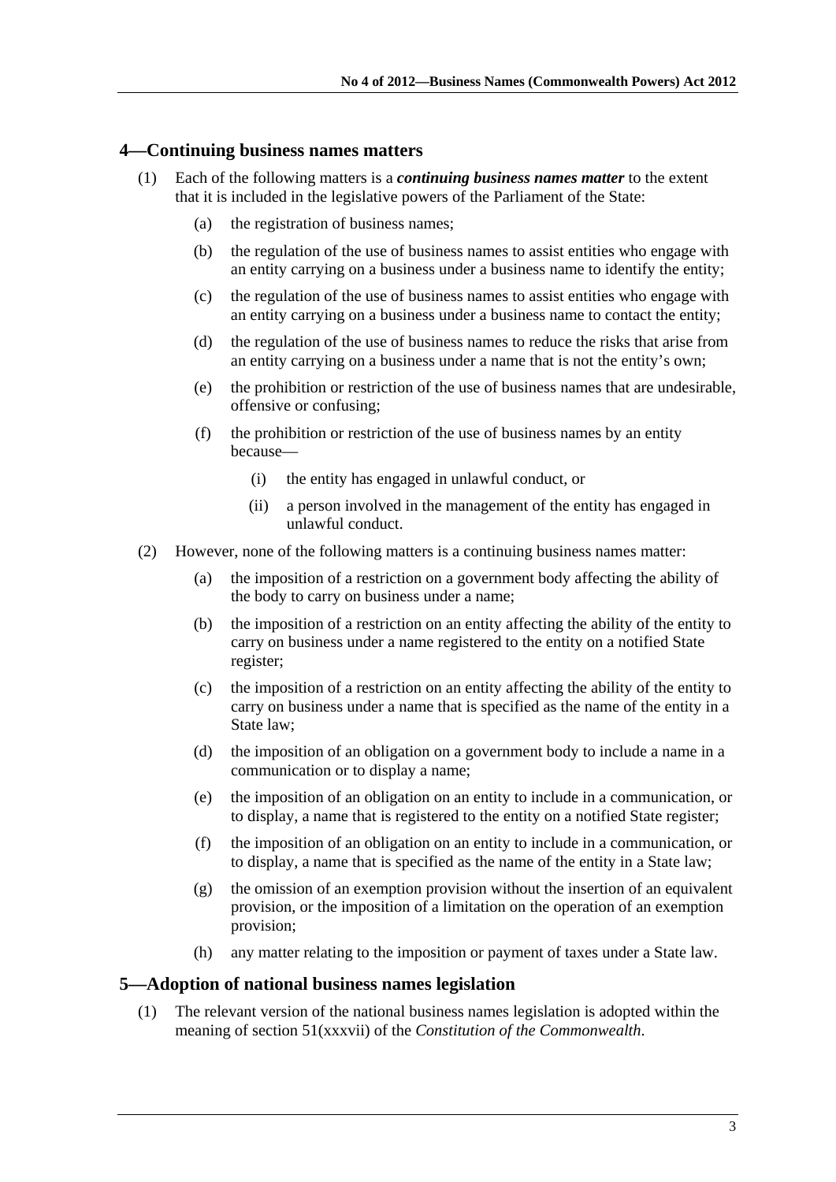## 4—Continuing business names matters

(1) Each of the following matters is a ***continuing business names matter*** to the extent that it is included in the legislative powers of the Parliament of the State:

- (a) the registration of business names;
- (b) the regulation of the use of business names to assist entities who engage with an entity carrying on a business under a business name to identify the entity;
- (c) the regulation of the use of business names to assist entities who engage with an entity carrying on a business under a business name to contact the entity;
- (d) the regulation of the use of business names to reduce the risks that arise from an entity carrying on a business under a name that is not the entity's own;
- (e) the prohibition or restriction of the use of business names that are undesirable, offensive or confusing;
- (f) the prohibition or restriction of the use of business names by an entity because—
  - (i) the entity has engaged in unlawful conduct, or
  - (ii) a person involved in the management of the entity has engaged in unlawful conduct.

(2) However, none of the following matters is a continuing business names matter:

- (a) the imposition of a restriction on a government body affecting the ability of the body to carry on business under a name;
- (b) the imposition of a restriction on an entity affecting the ability of the entity to carry on business under a name registered to the entity on a notified State register;
- (c) the imposition of a restriction on an entity affecting the ability of the entity to carry on business under a name that is specified as the name of the entity in a State law;
- (d) the imposition of an obligation on a government body to include a name in a communication or to display a name;
- (e) the imposition of an obligation on an entity to include in a communication, or to display, a name that is registered to the entity on a notified State register;
- (f) the imposition of an obligation on an entity to include in a communication, or to display, a name that is specified as the name of the entity in a State law;
- (g) the omission of an exemption provision without the insertion of an equivalent provision, or the imposition of a limitation on the operation of an exemption provision;
- (h) any matter relating to the imposition or payment of taxes under a State law.

## 5—Adoption of national business names legislation

(1) The relevant version of the national business names legislation is adopted within the meaning of section 51(xxxvii) of the *Constitution of the Commonwealth*.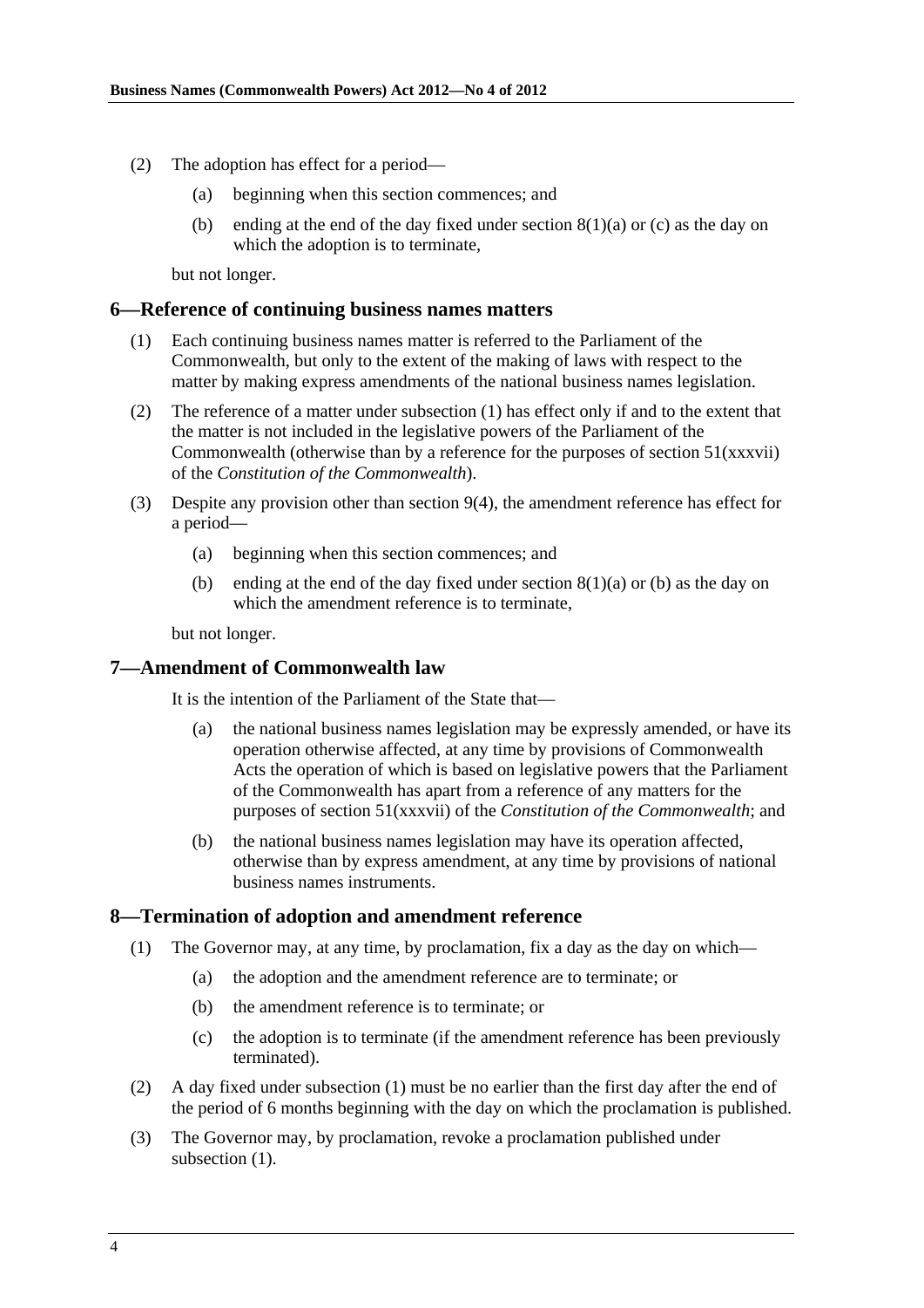(2) The adoption has effect for a period—

  (a) beginning when this section commences; and

  (b) ending at the end of the day fixed under section 8(1)(a) or (c) as the day on which the adoption is to terminate,

but not longer.

## 6—Reference of continuing business names matters

(1) Each continuing business names matter is referred to the Parliament of the Commonwealth, but only to the extent of the making of laws with respect to the matter by making express amendments of the national business names legislation.

(2) The reference of a matter under subsection (1) has effect only if and to the extent that the matter is not included in the legislative powers of the Parliament of the Commonwealth (otherwise than by a reference for the purposes of section 51(xxxvii) of the *Constitution of the Commonwealth*).

(3) Despite any provision other than section 9(4), the amendment reference has effect for a period—

  (a) beginning when this section commences; and

  (b) ending at the end of the day fixed under section 8(1)(a) or (b) as the day on which the amendment reference is to terminate,

but not longer.

## 7—Amendment of Commonwealth law

It is the intention of the Parliament of the State that—

  (a) the national business names legislation may be expressly amended, or have its operation otherwise affected, at any time by provisions of Commonwealth Acts the operation of which is based on legislative powers that the Parliament of the Commonwealth has apart from a reference of any matters for the purposes of section 51(xxxvii) of the *Constitution of the Commonwealth*; and

  (b) the national business names legislation may have its operation affected, otherwise than by express amendment, at any time by provisions of national business names instruments.

## 8—Termination of adoption and amendment reference

(1) The Governor may, at any time, by proclamation, fix a day as the day on which—

  (a) the adoption and the amendment reference are to terminate; or

  (b) the amendment reference is to terminate; or

  (c) the adoption is to terminate (if the amendment reference has been previously terminated).

(2) A day fixed under subsection (1) must be no earlier than the first day after the end of the period of 6 months beginning with the day on which the proclamation is published.

(3) The Governor may, by proclamation, revoke a proclamation published under subsection (1).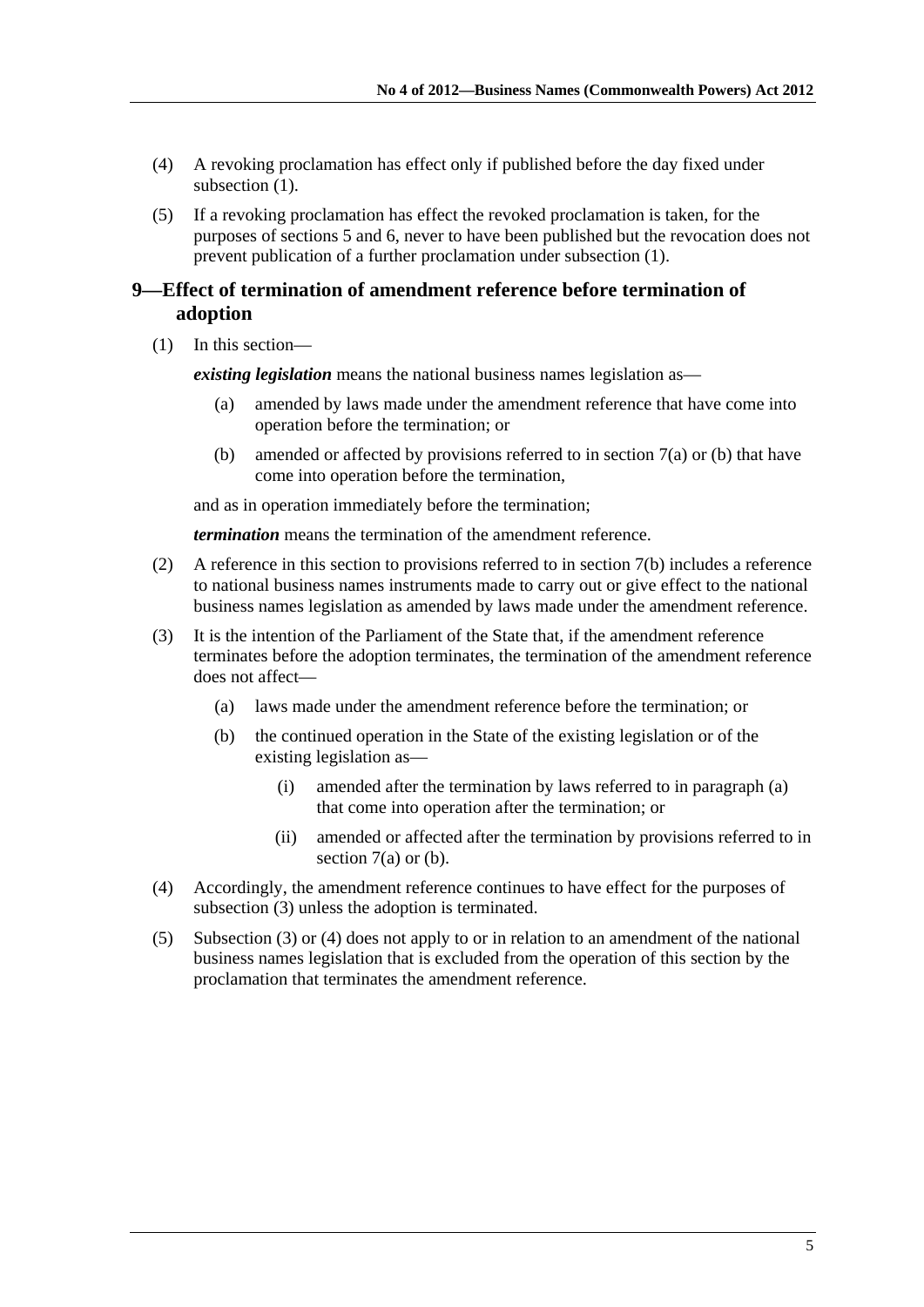(4) A revoking proclamation has effect only if published before the day fixed under subsection (1).

(5) If a revoking proclamation has effect the revoked proclamation is taken, for the purposes of sections 5 and 6, never to have been published but the revocation does not prevent publication of a further proclamation under subsection (1).

## 9—Effect of termination of amendment reference before termination of adoption

(1) In this section—

***existing legislation*** means the national business names legislation as—

- (a) amended by laws made under the amendment reference that have come into operation before the termination; or
- (b) amended or affected by provisions referred to in section 7(a) or (b) that have come into operation before the termination,

and as in operation immediately before the termination;

***termination*** means the termination of the amendment reference.

(2) A reference in this section to provisions referred to in section 7(b) includes a reference to national business names instruments made to carry out or give effect to the national business names legislation as amended by laws made under the amendment reference.

(3) It is the intention of the Parliament of the State that, if the amendment reference terminates before the adoption terminates, the termination of the amendment reference does not affect—

- (a) laws made under the amendment reference before the termination; or
- (b) the continued operation in the State of the existing legislation or of the existing legislation as—
  - (i) amended after the termination by laws referred to in paragraph (a) that come into operation after the termination; or
  - (ii) amended or affected after the termination by provisions referred to in section 7(a) or (b).

(4) Accordingly, the amendment reference continues to have effect for the purposes of subsection (3) unless the adoption is terminated.

(5) Subsection (3) or (4) does not apply to or in relation to an amendment of the national business names legislation that is excluded from the operation of this section by the proclamation that terminates the amendment reference.